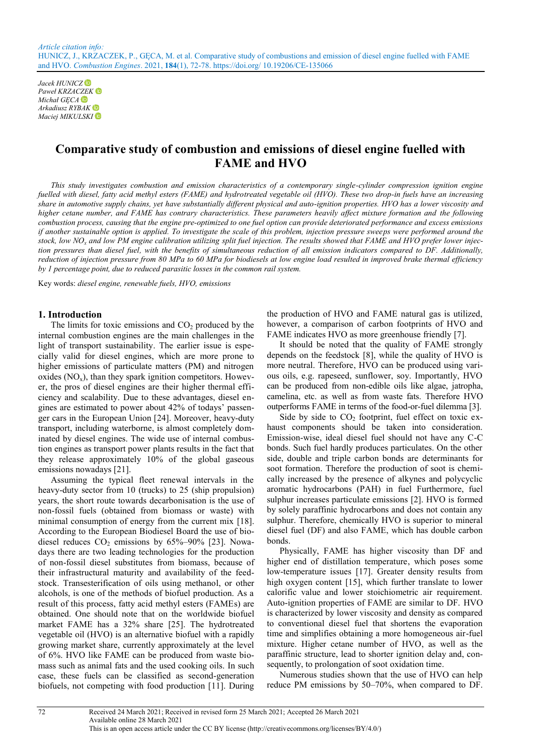Article citation info:
HUNICZ, J., KRZACZEK, P., GĘCA, M. et al. Comparative study of combustions and emission of diesel engine fuelled with FAME and HVO. *Combustion Engines*. 2021, **184**(1), 72-78. https://doi.org/ 10.19206/CE-135066

*Jacek HUNICZ*
*Paweł KRZACZEK*
*Michał GĘCA*
*Arkadiusz RYBAK*
*Maciej MIKULSKI*

# Comparative study of combustion and emissions of diesel engine fuelled with FAME and HVO

*This study investigates combustion and emission characteristics of a contemporary single-cylinder compression ignition engine fuelled with diesel, fatty acid methyl esters (FAME) and hydrotreated vegetable oil (HVO). These two drop-in fuels have an increasing share in automotive supply chains, yet have substantially different physical and auto-ignition properties. HVO has a lower viscosity and higher cetane number, and FAME has contrary characteristics. These parameters heavily affect mixture formation and the following combustion process, causing that the engine pre-optimized to one fuel option can provide deteriorated performance and excess emissions if another sustainable option is applied. To investigate the scale of this problem, injection pressure sweeps were performed around the stock, low $NO_x$ and low PM engine calibration utilizing split fuel injection. The results showed that FAME and HVO prefer lower injection pressures than diesel fuel, with the benefits of simultaneous reduction of all emission indicators compared to DF. Additionally, reduction of injection pressure from 80 MPa to 60 MPa for biodiesels at low engine load resulted in improved brake thermal efficiency by 1 percentage point, due to reduced parasitic losses in the common rail system.*

Key words: *diesel engine, renewable fuels, HVO, emissions*

## 1. Introduction

The limits for toxic emissions and $CO_2$ produced by the internal combustion engines are the main challenges in the light of transport sustainability. The earlier issue is especially valid for diesel engines, which are more prone to higher emissions of particulate matters (PM) and nitrogen oxides ($NO_x$), than they spark ignition competitors. However, the pros of diesel engines are their higher thermal efficiency and scalability. Due to these advantages, diesel engines are estimated to power about 42% of todays' passenger cars in the European Union [24]. Moreover, heavy-duty transport, including waterborne, is almost completely dominated by diesel engines. The wide use of internal combustion engines as transport power plants results in the fact that they release approximately 10% of the global gaseous emissions nowadays [21].

Assuming the typical fleet renewal intervals in the heavy-duty sector from 10 (trucks) to 25 (ship propulsion) years, the short route towards decarbonisation is the use of non-fossil fuels (obtained from biomass or waste) with minimal consumption of energy from the current mix [18]. According to the European Biodiesel Board the use of biodiesel reduces $CO_2$ emissions by 65%–90% [23]. Nowadays there are two leading technologies for the production of non-fossil diesel substitutes from biomass, because of their infrastructural maturity and availability of the feedstock. Transesterification of oils using methanol, or other alcohols, is one of the methods of biofuel production. As a result of this process, fatty acid methyl esters (FAMEs) are obtained. One should note that on the worldwide biofuel market FAME has a 32% share [25]. The hydrotreated vegetable oil (HVO) is an alternative biofuel with a rapidly growing market share, currently approximately at the level of 6%. HVO like FAME can be produced from waste biomass such as animal fats and the used cooking oils. In such case, these fuels can be classified as second-generation biofuels, not competing with food production [11]. During the production of HVO and FAME natural gas is utilized, however, a comparison of carbon footprints of HVO and FAME indicates HVO as more greenhouse friendly [7].

It should be noted that the quality of FAME strongly depends on the feedstock [8], while the quality of HVO is more neutral. Therefore, HVO can be produced using various oils, e.g. rapeseed, sunflower, soy. Importantly, HVO can be produced from non-edible oils like algae, jatropha, camelina, etc. as well as from waste fats. Therefore HVO outperforms FAME in terms of the food-or-fuel dilemma [3].

Side by side to $CO_2$ footprint, fuel effect on toxic exhaust components should be taken into consideration. Emission-wise, ideal diesel fuel should not have any C-C bonds. Such fuel hardly produces particulates. On the other side, double and triple carbon bonds are determinants for soot formation. Therefore the production of soot is chemically increased by the presence of alkynes and polycyclic aromatic hydrocarbons (PAH) in fuel Furthermore, fuel sulphur increases particulate emissions [2]. HVO is formed by solely paraffinic hydrocarbons and does not contain any sulphur. Therefore, chemically HVO is superior to mineral diesel fuel (DF) and also FAME, which has double carbon bonds.

Physically, FAME has higher viscosity than DF and higher end of distillation temperature, which poses some low-temperature issues [17]. Greater density results from high oxygen content [15], which further translate to lower calorific value and lower stoichiometric air requirement. Auto-ignition properties of FAME are similar to DF. HVO is characterized by lower viscosity and density as compared to conventional diesel fuel that shortens the evaporation time and simplifies obtaining a more homogeneous air-fuel mixture. Higher cetane number of HVO, as well as the paraffinic structure, lead to shorter ignition delay and, consequently, to prolongation of soot oxidation time.

Numerous studies shown that the use of HVO can help reduce PM emissions by 50–70%, when compared to DF.

Received 24 March 2021; Received in revised form 25 March 2021; Accepted 26 March 2021
Available online 28 March 2021
This is an open access article under the CC BY license (http://creativecommons.org/licenses/BY/4.0/)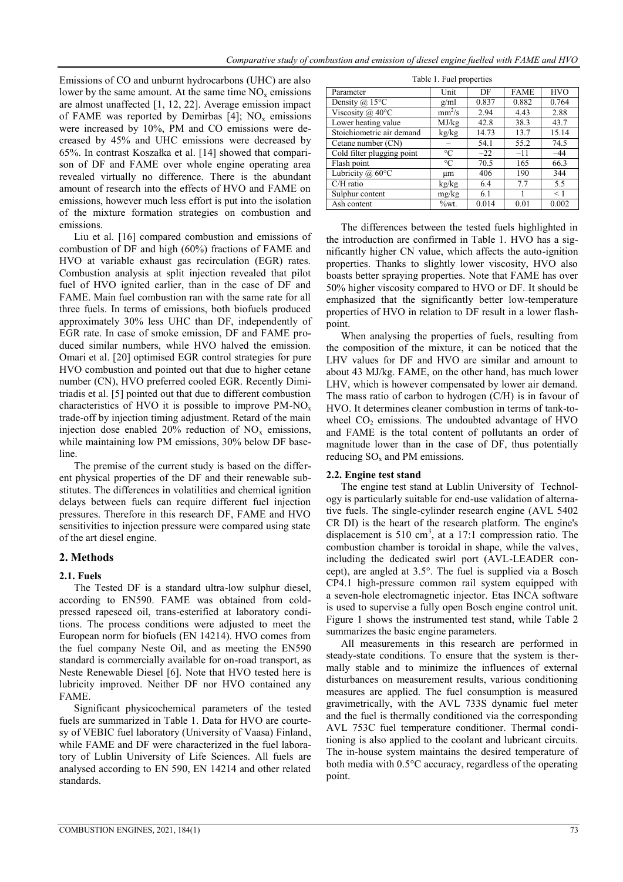Emissions of CO and unburnt hydrocarbons (UHC) are also lower by the same amount. At the same time $NO_x$ emissions are almost unaffected [1, 12, 22]. Average emission impact of FAME was reported by Demirbas [4]; $NO_x$ emissions were increased by 10%, PM and CO emissions were decreased by 45% and UHC emissions were decreased by 65%. In contrast Koszałka et al. [14] showed that comparison of DF and FAME over whole engine operating area revealed virtually no difference. There is the abundant amount of research into the effects of HVO and FAME on emissions, however much less effort is put into the isolation of the mixture formation strategies on combustion and emissions.

Liu et al. [16] compared combustion and emissions of combustion of DF and high (60%) fractions of FAME and HVO at variable exhaust gas recirculation (EGR) rates. Combustion analysis at split injection revealed that pilot fuel of HVO ignited earlier, than in the case of DF and FAME. Main fuel combustion ran with the same rate for all three fuels. In terms of emissions, both biofuels produced approximately 30% less UHC than DF, independently of EGR rate. In case of smoke emission, DF and FAME produced similar numbers, while HVO halved the emission. Omari et al. [20] optimised EGR control strategies for pure HVO combustion and pointed out that due to higher cetane number (CN), HVO preferred cooled EGR. Recently Dimitriadis et al. [5] pointed out that due to different combustion characteristics of HVO it is possible to improve PM-$NO_x$ trade-off by injection timing adjustment. Retard of the main injection dose enabled 20% reduction of $NO_x$ emissions, while maintaining low PM emissions, 30% below DF baseline.

The premise of the current study is based on the different physical properties of the DF and their renewable substitutes. The differences in volatilities and chemical ignition delays between fuels can require different fuel injection pressures. Therefore in this research DF, FAME and HVO sensitivities to injection pressure were compared using state of the art diesel engine.

## 2. Methods

### 2.1. Fuels

The Tested DF is a standard ultra-low sulphur diesel, according to EN590. FAME was obtained from cold-pressed rapeseed oil, trans-esterified at laboratory conditions. The process conditions were adjusted to meet the European norm for biofuels (EN 14214). HVO comes from the fuel company Neste Oil, and as meeting the EN590 standard is commercially available for on-road transport, as Neste Renewable Diesel [6]. Note that HVO tested here is lubricity improved. Neither DF nor HVO contained any FAME.

Significant physicochemical parameters of the tested fuels are summarized in Table 1. Data for HVO are courtesy of VEBIC fuel laboratory (University of Vaasa) Finland, while FAME and DF were characterized in the fuel laboratory of Lublin University of Life Sciences. All fuels are analysed according to EN 590, EN 14214 and other related standards.

Table 1. Fuel properties

| Parameter | Unit | DF | FAME | HVO |
|---|---|---|---|---|
| Density @ 15°C | g/ml | 0.837 | 0.882 | 0.764 |
| Viscosity @ 40°C | $mm^2/s$ | 2.94 | 4.43 | 2.88 |
| Lower heating value | MJ/kg | 42.8 | 38.3 | 43.7 |
| Stoichiometric air demand | kg/kg | 14.73 | 13.7 | 15.14 |
| Cetane number (CN) | – | 54.1 | 55.2 | 74.5 |
| Cold filter plugging point | °C | –22 | –11 | –44 |
| Flash point | °C | 70.5 | 165 | 66.3 |
| Lubricity @ 60°C | μm | 406 | 190 | 344 |
| C/H ratio | kg/kg | 6.4 | 7.7 | 5.5 |
| Sulphur content | mg/kg | 6.1 | 1 | < 1 |
| Ash content | %wt. | 0.014 | 0.01 | 0.002 |

The differences between the tested fuels highlighted in the introduction are confirmed in Table 1. HVO has a significantly higher CN value, which affects the auto-ignition properties. Thanks to slightly lower viscosity, HVO also boasts better spraying properties. Note that FAME has over 50% higher viscosity compared to HVO or DF. It should be emphasized that the significantly better low-temperature properties of HVO in relation to DF result in a lower flash-point.

When analysing the properties of fuels, resulting from the composition of the mixture, it can be noticed that the LHV values for DF and HVO are similar and amount to about 43 MJ/kg. FAME, on the other hand, has much lower LHV, which is however compensated by lower air demand. The mass ratio of carbon to hydrogen (C/H) is in favour of HVO. It determines cleaner combustion in terms of tank-to-wheel $CO_2$ emissions. The undoubted advantage of HVO and FAME is the total content of pollutants an order of magnitude lower than in the case of DF, thus potentially reducing $SO_x$ and PM emissions.

### 2.2. Engine test stand

The engine test stand at Lublin University of Technology is particularly suitable for end-use validation of alternative fuels. The single-cylinder research engine (AVL 5402 CR DI) is the heart of the research platform. The engine's displacement is 510 $cm^3$, at a 17:1 compression ratio. The combustion chamber is toroidal in shape, while the valves, including the dedicated swirl port (AVL-LEADER concept), are angled at 3.5°. The fuel is supplied via a Bosch CP4.1 high-pressure common rail system equipped with a seven-hole electromagnetic injector. Etas INCA software is used to supervise a fully open Bosch engine control unit. Figure 1 shows the instrumented test stand, while Table 2 summarizes the basic engine parameters.

All measurements in this research are performed in steady-state conditions. To ensure that the system is thermally stable and to minimize the influences of external disturbances on measurement results, various conditioning measures are applied. The fuel consumption is measured gravimetrically, with the AVL 733S dynamic fuel meter and the fuel is thermally conditioned via the corresponding AVL 753C fuel temperature conditioner. Thermal conditioning is also applied to the coolant and lubricant circuits. The in-house system maintains the desired temperature of both media with 0.5°C accuracy, regardless of the operating point.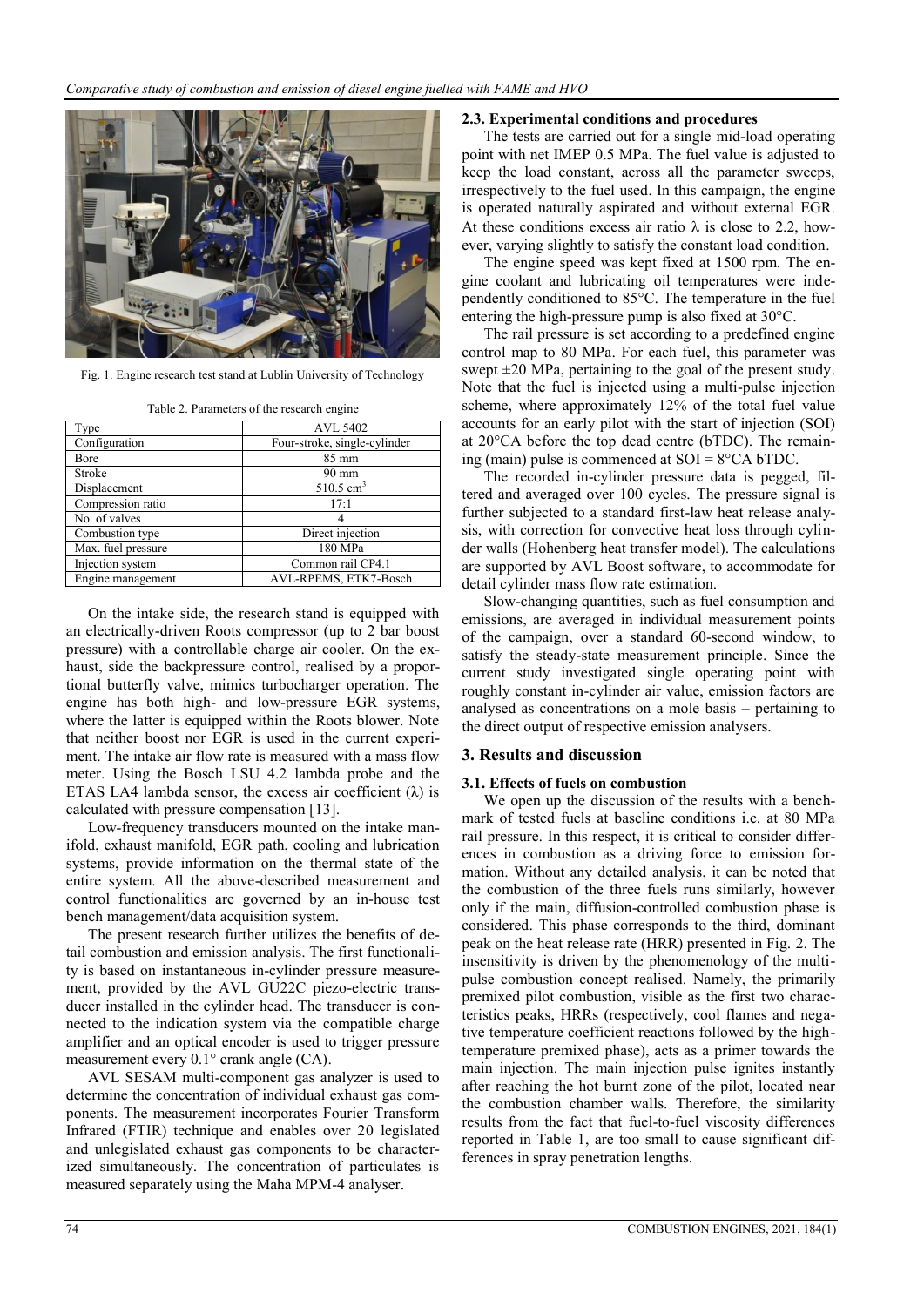Fig. 1. Engine research test stand at Lublin University of Technology

Table 2. Parameters of the research engine

| Type | AVL 5402 |
|---|---|
| Configuration | Four-stroke, single-cylinder |
| Bore | 85 mm |
| Stroke | 90 mm |
| Displacement | 510.5 $cm^3$ |
| Compression ratio | 17:1 |
| No. of valves | 4 |
| Combustion type | Direct injection |
| Max. fuel pressure | 180 MPa |
| Injection system | Common rail CP4.1 |
| Engine management | AVL-RPEMS, ETK7-Bosch |

On the intake side, the research stand is equipped with an electrically-driven Roots compressor (up to 2 bar boost pressure) with a controllable charge air cooler. On the exhaust, side the backpressure control, realised by a proportional butterfly valve, mimics turbocharger operation. The engine has both high- and low-pressure EGR systems, where the latter is equipped within the Roots blower. Note that neither boost nor EGR is used in the current experiment. The intake air flow rate is measured with a mass flow meter. Using the Bosch LSU 4.2 lambda probe and the ETAS LA4 lambda sensor, the excess air coefficient (λ) is calculated with pressure compensation [13].

Low-frequency transducers mounted on the intake manifold, exhaust manifold, EGR path, cooling and lubrication systems, provide information on the thermal state of the entire system. All the above-described measurement and control functionalities are governed by an in-house test bench management/data acquisition system.

The present research further utilizes the benefits of detail combustion and emission analysis. The first functionality is based on instantaneous in-cylinder pressure measurement, provided by the AVL GU22C piezo-electric transducer installed in the cylinder head. The transducer is connected to the indication system via the compatible charge amplifier and an optical encoder is used to trigger pressure measurement every 0.1° crank angle (CA).

AVL SESAM multi-component gas analyzer is used to determine the concentration of individual exhaust gas components. The measurement incorporates Fourier Transform Infrared (FTIR) technique and enables over 20 legislated and unlegislated exhaust gas components to be characterized simultaneously. The concentration of particulates is measured separately using the Maha MPM-4 analyser.

### 2.3. Experimental conditions and procedures

The tests are carried out for a single mid-load operating point with net IMEP 0.5 MPa. The fuel value is adjusted to keep the load constant, across all the parameter sweeps, irrespectively to the fuel used. In this campaign, the engine is operated naturally aspirated and without external EGR. At these conditions excess air ratio λ is close to 2.2, however, varying slightly to satisfy the constant load condition.

The engine speed was kept fixed at 1500 rpm. The engine coolant and lubricating oil temperatures were independently conditioned to 85°C. The temperature in the fuel entering the high-pressure pump is also fixed at 30°C.

The rail pressure is set according to a predefined engine control map to 80 MPa. For each fuel, this parameter was swept ±20 MPa, pertaining to the goal of the present study. Note that the fuel is injected using a multi-pulse injection scheme, where approximately 12% of the total fuel value accounts for an early pilot with the start of injection (SOI) at 20°CA before the top dead centre (bTDC). The remaining (main) pulse is commenced at SOI = 8°CA bTDC.

The recorded in-cylinder pressure data is pegged, filtered and averaged over 100 cycles. The pressure signal is further subjected to a standard first-law heat release analysis, with correction for convective heat loss through cylinder walls (Hohenberg heat transfer model). The calculations are supported by AVL Boost software, to accommodate for detail cylinder mass flow rate estimation.

Slow-changing quantities, such as fuel consumption and emissions, are averaged in individual measurement points of the campaign, over a standard 60-second window, to satisfy the steady-state measurement principle. Since the current study investigated single operating point with roughly constant in-cylinder air value, emission factors are analysed as concentrations on a mole basis – pertaining to the direct output of respective emission analysers.

## 3. Results and discussion

### 3.1. Effects of fuels on combustion

We open up the discussion of the results with a benchmark of tested fuels at baseline conditions i.e. at 80 MPa rail pressure. In this respect, it is critical to consider differences in combustion as a driving force to emission formation. Without any detailed analysis, it can be noted that the combustion of the three fuels runs similarly, however only if the main, diffusion-controlled combustion phase is considered. This phase corresponds to the third, dominant peak on the heat release rate (HRR) presented in Fig. 2. The insensitivity is driven by the phenomenology of the multi-pulse combustion concept realised. Namely, the primarily premixed pilot combustion, visible as the first two characteristics peaks, HRRs (respectively, cool flames and negative temperature coefficient reactions followed by the high-temperature premixed phase), acts as a primer towards the main injection. The main injection pulse ignites instantly after reaching the hot burnt zone of the pilot, located near the combustion chamber walls. Therefore, the similarity results from the fact that fuel-to-fuel viscosity differences reported in Table 1, are too small to cause significant differences in spray penetration lengths.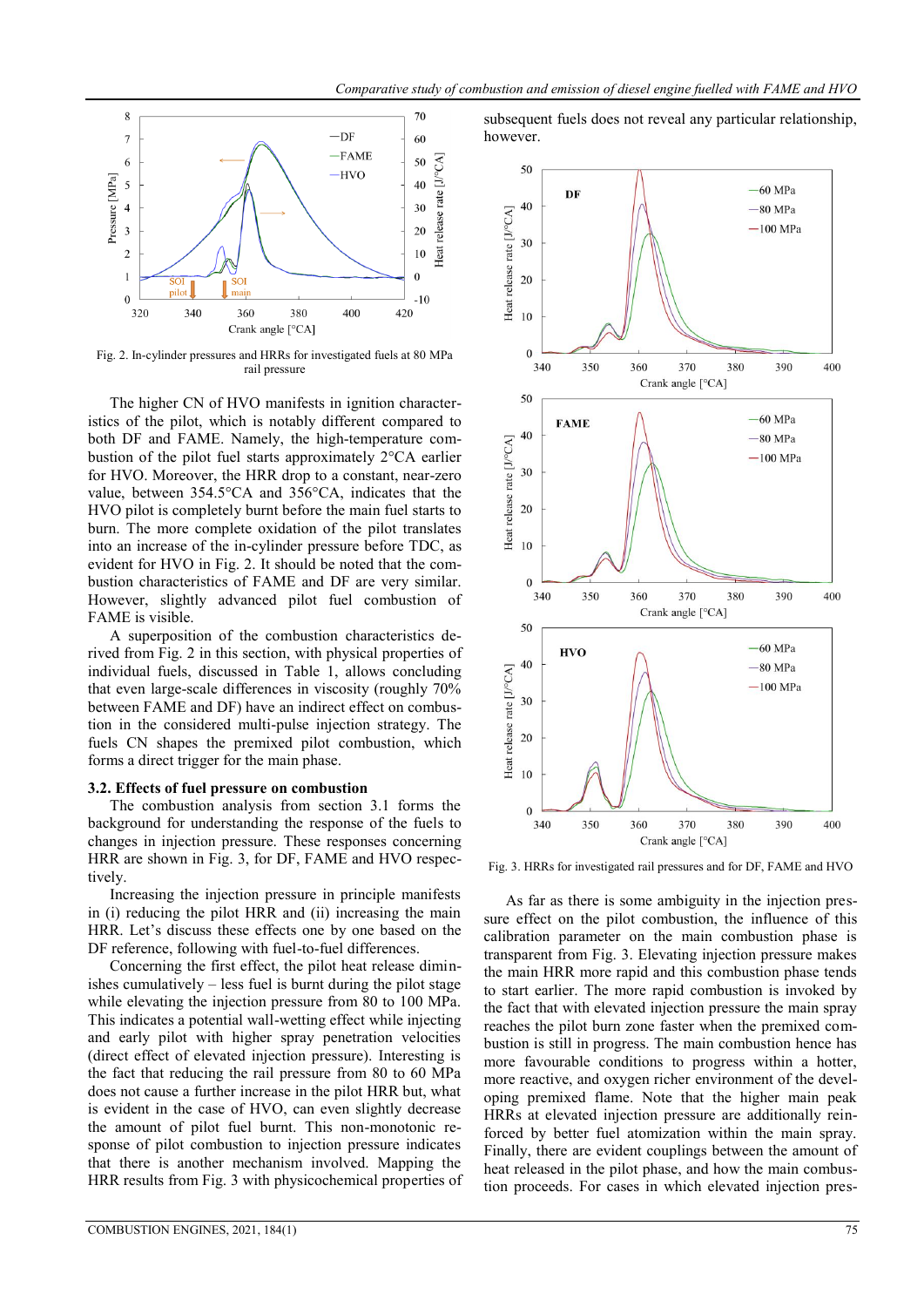Fig. 2. In-cylinder pressures and HRRs for investigated fuels at 80 MPa rail pressure

The higher CN of HVO manifests in ignition characteristics of the pilot, which is notably different compared to both DF and FAME. Namely, the high-temperature combustion of the pilot fuel starts approximately 2°CA earlier for HVO. Moreover, the HRR drop to a constant, near-zero value, between 354.5°CA and 356°CA, indicates that the HVO pilot is completely burnt before the main fuel starts to burn. The more complete oxidation of the pilot translates into an increase of the in-cylinder pressure before TDC, as evident for HVO in Fig. 2. It should be noted that the combustion characteristics of FAME and DF are very similar. However, slightly advanced pilot fuel combustion of FAME is visible.

A superposition of the combustion characteristics derived from Fig. 2 in this section, with physical properties of individual fuels, discussed in Table 1, allows concluding that even large-scale differences in viscosity (roughly 70% between FAME and DF) have an indirect effect on combustion in the considered multi-pulse injection strategy. The fuels CN shapes the premixed pilot combustion, which forms a direct trigger for the main phase.

### 3.2. Effects of fuel pressure on combustion

The combustion analysis from section 3.1 forms the background for understanding the response of the fuels to changes in injection pressure. These responses concerning HRR are shown in Fig. 3, for DF, FAME and HVO respectively.

Increasing the injection pressure in principle manifests in (i) reducing the pilot HRR and (ii) increasing the main HRR. Let's discuss these effects one by one based on the DF reference, following with fuel-to-fuel differences.

Concerning the first effect, the pilot heat release diminishes cumulatively – less fuel is burnt during the pilot stage while elevating the injection pressure from 80 to 100 MPa. This indicates a potential wall-wetting effect while injecting and early pilot with higher spray penetration velocities (direct effect of elevated injection pressure). Interesting is the fact that reducing the rail pressure from 80 to 60 MPa does not cause a further increase in the pilot HRR but, what is evident in the case of HVO, can even slightly decrease the amount of pilot fuel burnt. This non-monotonic response of pilot combustion to injection pressure indicates that there is another mechanism involved. Mapping the HRR results from Fig. 3 with physicochemical properties of subsequent fuels does not reveal any particular relationship, however.

Fig. 3. HRRs for investigated rail pressures and for DF, FAME and HVO

As far as there is some ambiguity in the injection pressure effect on the pilot combustion, the influence of this calibration parameter on the main combustion phase is transparent from Fig. 3. Elevating injection pressure makes the main HRR more rapid and this combustion phase tends to start earlier. The more rapid combustion is invoked by the fact that with elevated injection pressure the main spray reaches the pilot burn zone faster when the premixed combustion is still in progress. The main combustion hence has more favourable conditions to progress within a hotter, more reactive, and oxygen richer environment of the developing premixed flame. Note that the higher main peak HRRs at elevated injection pressure are additionally reinforced by better fuel atomization within the main spray. Finally, there are evident couplings between the amount of heat released in the pilot phase, and how the main combustion proceeds. For cases in which elevated injection pres-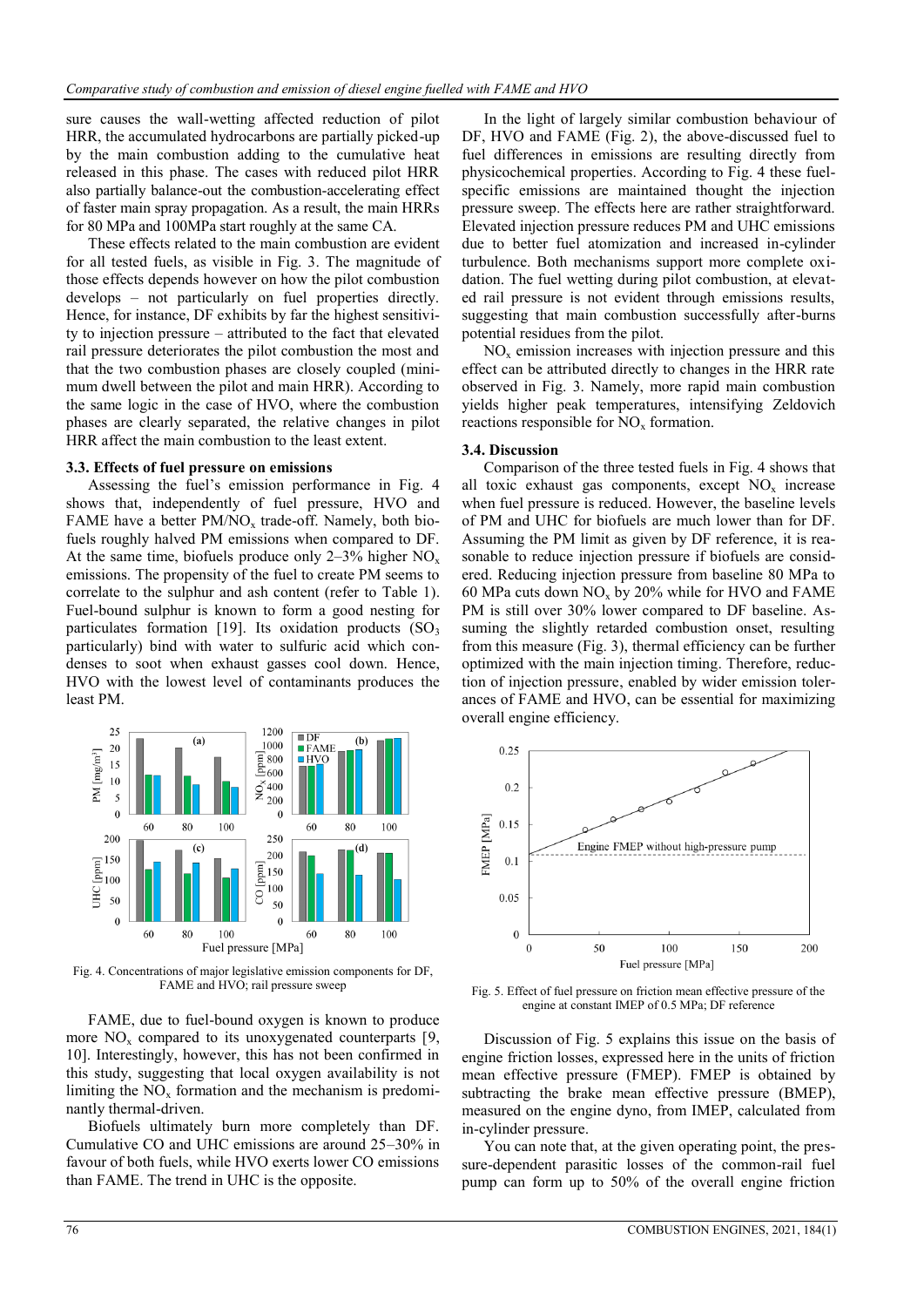sure causes the wall-wetting affected reduction of pilot HRR, the accumulated hydrocarbons are partially picked-up by the main combustion adding to the cumulative heat released in this phase. The cases with reduced pilot HRR also partially balance-out the combustion-accelerating effect of faster main spray propagation. As a result, the main HRRs for 80 MPa and 100MPa start roughly at the same CA.

These effects related to the main combustion are evident for all tested fuels, as visible in Fig. 3. The magnitude of those effects depends however on how the pilot combustion develops – not particularly on fuel properties directly. Hence, for instance, DF exhibits by far the highest sensitivity to injection pressure – attributed to the fact that elevated rail pressure deteriorates the pilot combustion the most and that the two combustion phases are closely coupled (minimum dwell between the pilot and main HRR). According to the same logic in the case of HVO, where the combustion phases are clearly separated, the relative changes in pilot HRR affect the main combustion to the least extent.

### 3.3. Effects of fuel pressure on emissions

Assessing the fuel's emission performance in Fig. 4 shows that, independently of fuel pressure, HVO and FAME have a better PM/$NO_x$ trade-off. Namely, both biofuels roughly halved PM emissions when compared to DF. At the same time, biofuels produce only 2–3% higher $NO_x$ emissions. The propensity of the fuel to create PM seems to correlate to the sulphur and ash content (refer to Table 1). Fuel-bound sulphur is known to form a good nesting for particulates formation [19]. Its oxidation products ($SO_3$ particularly) bind with water to sulfuric acid which condenses to soot when exhaust gasses cool down. Hence, HVO with the lowest level of contaminants produces the least PM.

Fig. 4. Concentrations of major legislative emission components for DF, FAME and HVO; rail pressure sweep

FAME, due to fuel-bound oxygen is known to produce more $NO_x$ compared to its unoxygenated counterparts [9, 10]. Interestingly, however, this has not been confirmed in this study, suggesting that local oxygen availability is not limiting the $NO_x$ formation and the mechanism is predominantly thermal-driven.

Biofuels ultimately burn more completely than DF. Cumulative CO and UHC emissions are around 25–30% in favour of both fuels, while HVO exerts lower CO emissions than FAME. The trend in UHC is the opposite.

In the light of largely similar combustion behaviour of DF, HVO and FAME (Fig. 2), the above-discussed fuel to fuel differences in emissions are resulting directly from physicochemical properties. According to Fig. 4 these fuel-specific emissions are maintained thought the injection pressure sweep. The effects here are rather straightforward. Elevated injection pressure reduces PM and UHC emissions due to better fuel atomization and increased in-cylinder turbulence. Both mechanisms support more complete oxidation. The fuel wetting during pilot combustion, at elevated rail pressure is not evident through emissions results, suggesting that main combustion successfully after-burns potential residues from the pilot.

$NO_x$ emission increases with injection pressure and this effect can be attributed directly to changes in the HRR rate observed in Fig. 3. Namely, more rapid main combustion yields higher peak temperatures, intensifying Zeldovich reactions responsible for $NO_x$ formation.

### 3.4. Discussion

Comparison of the three tested fuels in Fig. 4 shows that all toxic exhaust gas components, except $NO_x$ increase when fuel pressure is reduced. However, the baseline levels of PM and UHC for biofuels are much lower than for DF. Assuming the PM limit as given by DF reference, it is reasonable to reduce injection pressure if biofuels are considered. Reducing injection pressure from baseline 80 MPa to 60 MPa cuts down $NO_x$ by 20% while for HVO and FAME PM is still over 30% lower compared to DF baseline. Assuming the slightly retarded combustion onset, resulting from this measure (Fig. 3), thermal efficiency can be further optimized with the main injection timing. Therefore, reduction of injection pressure, enabled by wider emission tolerances of FAME and HVO, can be essential for maximizing overall engine efficiency.

Fig. 5. Effect of fuel pressure on friction mean effective pressure of the engine at constant IMEP of 0.5 MPa; DF reference

Discussion of Fig. 5 explains this issue on the basis of engine friction losses, expressed here in the units of friction mean effective pressure (FMEP). FMEP is obtained by subtracting the brake mean effective pressure (BMEP), measured on the engine dyno, from IMEP, calculated from in-cylinder pressure.

You can note that, at the given operating point, the pressure-dependent parasitic losses of the common-rail fuel pump can form up to 50% of the overall engine friction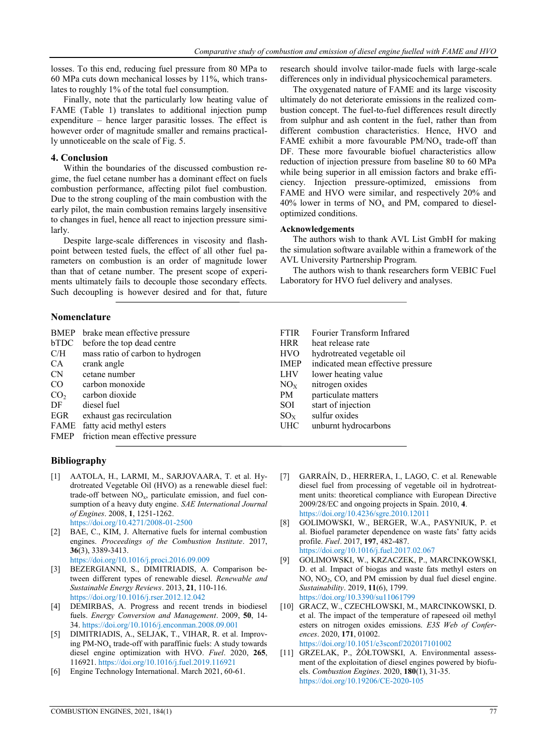losses. To this end, reducing fuel pressure from 80 MPa to 60 MPa cuts down mechanical losses by 11%, which translates to roughly 1% of the total fuel consumption.

Finally, note that the particularly low heating value of FAME (Table 1) translates to additional injection pump expenditure – hence larger parasitic losses. The effect is however order of magnitude smaller and remains practically unnoticeable on the scale of Fig. 5.

## 4. Conclusion

Within the boundaries of the discussed combustion regime, the fuel cetane number has a dominant effect on fuels combustion performance, affecting pilot fuel combustion. Due to the strong coupling of the main combustion with the early pilot, the main combustion remains largely insensitive to changes in fuel, hence all react to injection pressure similarly.

Despite large-scale differences in viscosity and flashpoint between tested fuels, the effect of all other fuel parameters on combustion is an order of magnitude lower than that of cetane number. The present scope of experiments ultimately fails to decouple those secondary effects. Such decoupling is however desired and for that, future research should involve tailor-made fuels with large-scale differences only in individual physicochemical parameters.

The oxygenated nature of FAME and its large viscosity ultimately do not deteriorate emissions in the realized combustion concept. The fuel-to-fuel differences result directly from sulphur and ash content in the fuel, rather than from different combustion characteristics. Hence, HVO and FAME exhibit a more favourable PM/$NO_x$ trade-off than DF. These more favourable biofuel characteristics allow reduction of injection pressure from baseline 80 to 60 MPa while being superior in all emission factors and brake efficiency. Injection pressure-optimized, emissions from FAME and HVO were similar, and respectively 20% and 40% lower in terms of $NO_x$ and PM, compared to diesel-optimized conditions.

### Acknowledgements

The authors wish to thank AVL List GmbH for making the simulation software available within a framework of the AVL University Partnership Program.

The authors wish to thank researchers form VEBIC Fuel Laboratory for HVO fuel delivery and analyses.

## Nomenclature

| | |
|---|---|
| BMEP | brake mean effective pressure |
| bTDC | before the top dead centre |
| C/H | mass ratio of carbon to hydrogen |
| CA | crank angle |
| CN | cetane number |
| CO | carbon monoxide |
| $CO_2$ | carbon dioxide |
| DF | diesel fuel |
| EGR | exhaust gas recirculation |
| FAME | fatty acid methyl esters |
| FMEP | friction mean effective pressure |
| FTIR | Fourier Transform Infrared |
| HRR | heat release rate |
| HVO | hydrotreated vegetable oil |
| IMEP | indicated mean effective pressure |
| LHV | lower heating value |
| $NO_X$ | nitrogen oxides |
| PM | particulate matters |
| SOI | start of injection |
| $SO_X$ | sulfur oxides |
| UHC | unburnt hydrocarbons |

## Bibliography

[1] AATOLA, H., LARMI, M., SARJOVAARA, T. et al. Hydrotreated Vegetable Oil (HVO) as a renewable diesel fuel: trade-off between $NO_x$, particulate emission, and fuel consumption of a heavy duty engine. *SAE International Journal of Engines*. 2008, **1**, 1251-1262. https://doi.org/10.4271/2008-01-2500

[2] BAE, C., KIM, J. Alternative fuels for internal combustion engines. *Proceedings of the Combustion Institute*. 2017, **36**(3), 3389-3413. https://doi.org/10.1016/j.proci.2016.09.009

[3] BEZERGIANNI, S., DIMITRIADIS, A. Comparison between different types of renewable diesel. *Renewable and Sustainable Energy Reviews*. 2013, **21**, 110-116. https://doi.org/10.1016/j.rser.2012.12.042

[4] DEMIRBAS, A. Progress and recent trends in biodiesel fuels. *Energy Conversion and Management*. 2009, **50**, 14-34. https://doi.org/10.1016/j.enconman.2008.09.001

[5] DIMITRIADIS, A., SELJAK, T., VIHAR, R. et al. Improving PM-$NO_x$ trade-off with paraffinic fuels: A study towards diesel engine optimization with HVO. *Fuel*. 2020, **265**, 116921. https://doi.org/10.1016/j.fuel.2019.116921

[6] Engine Technology International. March 2021, 60-61.

[7] GARRAÍN, D., HERRERA, I., LAGO, C. et al. Renewable diesel fuel from processing of vegetable oil in hydrotreatment units: theoretical compliance with European Directive 2009/28/EC and ongoing projects in Spain. 2010, **4**. https://doi.org/10.4236/sgre.2010.12011

[8] GOLIMOWSKI, W., BERGER, W.A., PASYNIUK, P. et al. Biofuel parameter dependence on waste fats' fatty acids profile. *Fuel*. 2017, **197**, 482-487. https://doi.org/10.1016/j.fuel.2017.02.067

[9] GOLIMOWSKI, W., KRZACZEK, P., MARCINKOWSKI, D. et al. Impact of biogas and waste fats methyl esters on NO, $NO_2$, CO, and PM emission by dual fuel diesel engine. *Sustainability*. 2019, **11**(6), 1799. https://doi.org/10.3390/su11061799

[10] GRACZ, W., CZECHLOWSKI, M., MARCINKOWSKI, D. et al. The impact of the temperature of rapeseed oil methyl esters on nitrogen oxides emissions. *E3S Web of Conferences*. 2020, **171**, 01002. https://doi.org/10.1051/e3sconf/202017101002

[11] GRZELAK, P., ŻÓŁTOWSKI, A. Environmental assessment of the exploitation of diesel engines powered by biofuels. *Combustion Engines*. 2020, **180**(1), 31-35. https://doi.org/10.19206/CE-2020-105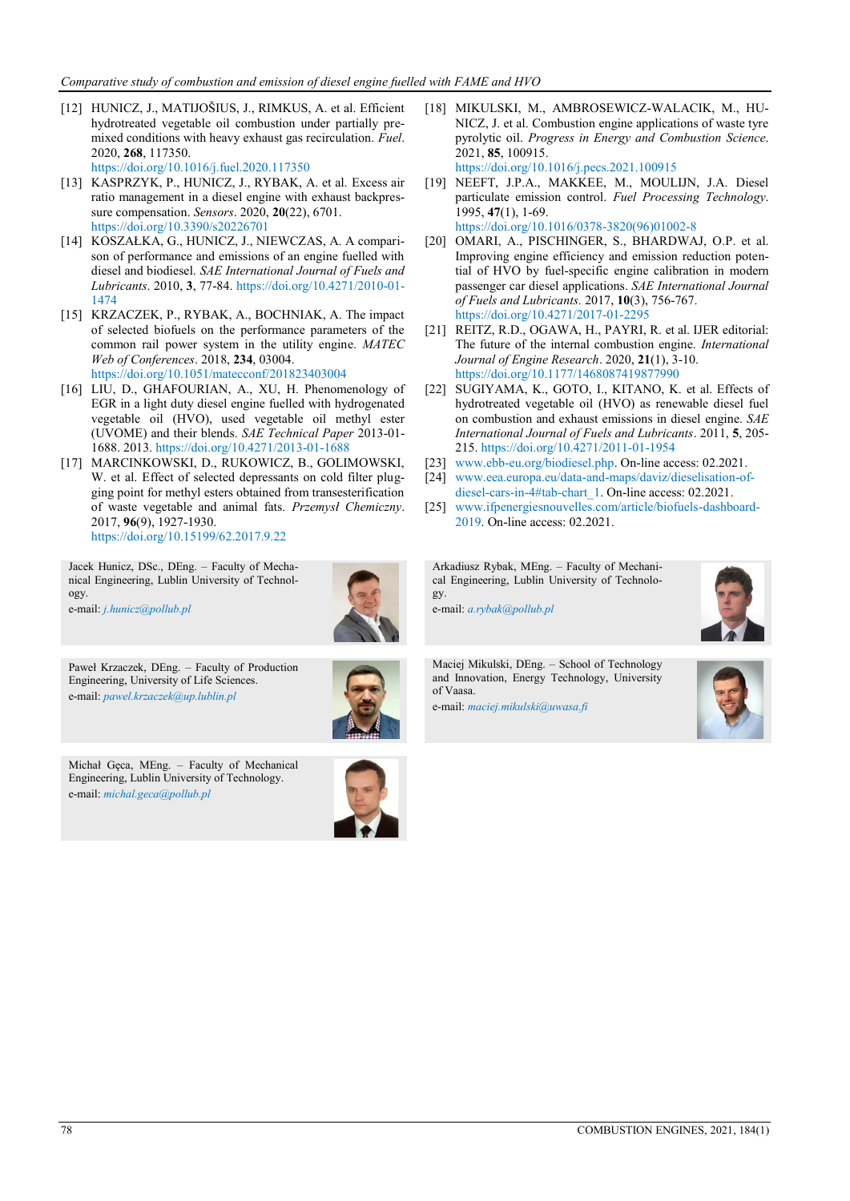[12] HUNICZ, J., MATIJOŠIUS, J., RIMKUS, A. et al. Efficient hydrotreated vegetable oil combustion under partially premixed conditions with heavy exhaust gas recirculation. *Fuel*. 2020, **268**, 117350. https://doi.org/10.1016/j.fuel.2020.117350

[13] KASPRZYK, P., HUNICZ, J., RYBAK, A. et al. Excess air ratio management in a diesel engine with exhaust backpressure compensation. *Sensors*. 2020, **20**(22), 6701. https://doi.org/10.3390/s20226701

[14] KOSZAŁKA, G., HUNICZ, J., NIEWCZAS, A. A comparison of performance and emissions of an engine fuelled with diesel and biodiesel. *SAE International Journal of Fuels and Lubricants*. 2010, **3**, 77-84. https://doi.org/10.4271/2010-01-1474

[15] KRZACZEK, P., RYBAK, A., BOCHNIAK, A. The impact of selected biofuels on the performance parameters of the common rail power system in the utility engine. *MATEC Web of Conferences*. 2018, **234**, 03004. https://doi.org/10.1051/matecconf/201823403004

[16] LIU, D., GHAFOURIAN, A., XU, H. Phenomenology of EGR in a light duty diesel engine fuelled with hydrogenated vegetable oil (HVO), used vegetable oil methyl ester (UVOME) and their blends. *SAE Technical Paper* 2013-01-1688. 2013. https://doi.org/10.4271/2013-01-1688

[17] MARCINKOWSKI, D., RUKOWICZ, B., GOLIMOWSKI, W. et al. Effect of selected depressants on cold filter plugging point for methyl esters obtained from transesterification of waste vegetable and animal fats. *Przemysł Chemiczny*. 2017, **96**(9), 1927-1930. https://doi.org/10.15199/62.2017.9.22

[18] MIKULSKI, M., AMBROSEWICZ-WALACIK, M., HUNICZ, J. et al. Combustion engine applications of waste tyre pyrolytic oil. *Progress in Energy and Combustion Science*. 2021, **85**, 100915. https://doi.org/10.1016/j.pecs.2021.100915

[19] NEEFT, J.P.A., MAKKEE, M., MOULIJN, J.A. Diesel particulate emission control. *Fuel Processing Technology*. 1995, **47**(1), 1-69. https://doi.org/10.1016/0378-3820(96)01002-8

[20] OMARI, A., PISCHINGER, S., BHARDWAJ, O.P. et al. Improving engine efficiency and emission reduction potential of HVO by fuel-specific engine calibration in modern passenger car diesel applications. *SAE International Journal of Fuels and Lubricants*. 2017, **10**(3), 756-767. https://doi.org/10.4271/2017-01-2295

[21] REITZ, R.D., OGAWA, H., PAYRI, R. et al. IJER editorial: The future of the internal combustion engine. *International Journal of Engine Research*. 2020, **21**(1), 3-10. https://doi.org/10.1177/1468087419877990

[22] SUGIYAMA, K., GOTO, I., KITANO, K. et al. Effects of hydrotreated vegetable oil (HVO) as renewable diesel fuel on combustion and exhaust emissions in diesel engine. *SAE International Journal of Fuels and Lubricants*. 2011, **5**, 205-215. https://doi.org/10.4271/2011-01-1954

[23] www.ebb-eu.org/biodiesel.php. On-line access: 02.2021.

[24] www.eea.europa.eu/data-and-maps/daviz/dieselisation-of-diesel-cars-in-4#tab-chart_1. On-line access: 02.2021.

[25] www.ifpenergiesnouvelles.com/article/biofuels-dashboard-2019. On-line access: 02.2021.

Jacek Hunicz, DSc., DEng. – Faculty of Mechanical Engineering, Lublin University of Technology.
e-mail: *j.hunicz@pollub.pl*

Arkadiusz Rybak, MEng. – Faculty of Mechanical Engineering, Lublin University of Technology.
e-mail: *a.rybak@pollub.pl*

Paweł Krzaczek, DEng. – Faculty of Production Engineering, University of Life Sciences.
e-mail: *pawel.krzaczek@up.lublin.pl*

Maciej Mikulski, DEng. – School of Technology and Innovation, Energy Technology, University of Vaasa.
e-mail: *maciej.mikulski@uwasa.fi*

Michał Gęca, MEng. – Faculty of Mechanical Engineering, Lublin University of Technology.
e-mail: *michal.geca@pollub.pl*